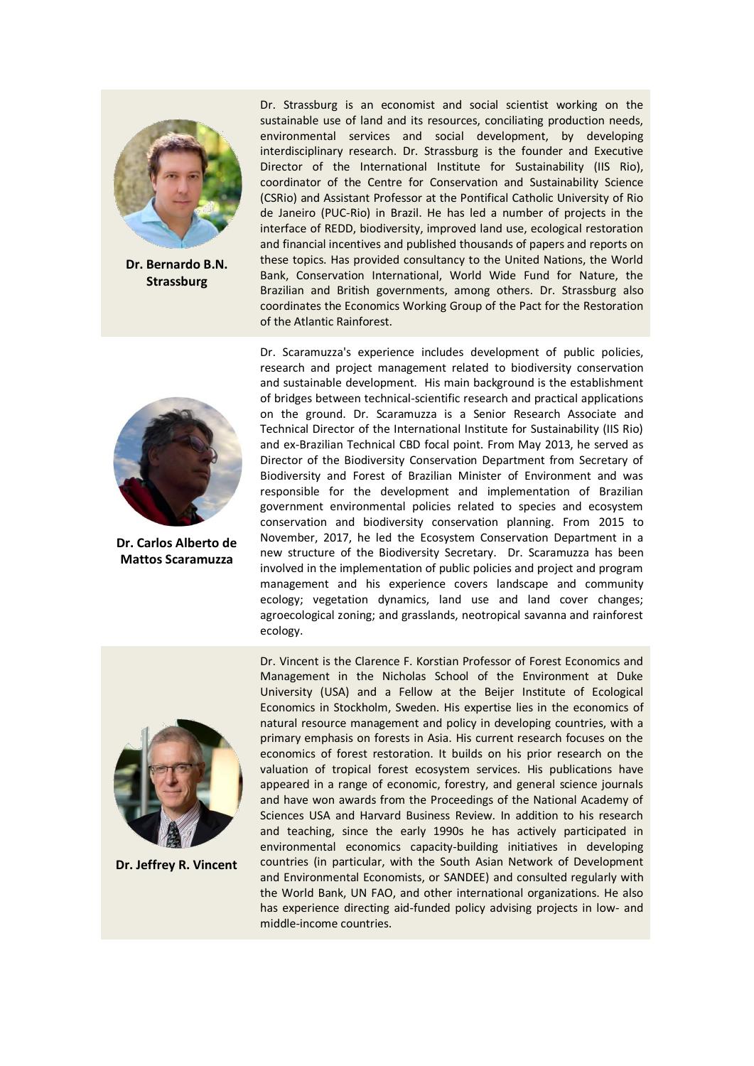**Dr. Bernardo B.N. Strassburg**

Dr. Strassburg is an economist and social scientist working on the sustainable use of land and its resources, conciliating production needs, environmental services and social development, by developing interdisciplinary research. Dr. Strassburg is the founder and Executive Director of the International Institute for Sustainability (IIS Rio), coordinator of the Centre for Conservation and Sustainability Science (CSRio) and Assistant Professor at the Pontifical Catholic University of Rio de Janeiro (PUC-Rio) in Brazil. He has led a number of projects in the interface of REDD, biodiversity, improved land use, ecological restoration and financial incentives and published thousands of papers and reports on these topics. Has provided consultancy to the United Nations, the World Bank, Conservation International, World Wide Fund for Nature, the Brazilian and British governments, among others. Dr. Strassburg also coordinates the Economics Working Group of the Pact for the Restoration of the Atlantic Rainforest.

**Dr. Carlos Alberto de Mattos Scaramuzza**

Dr. Scaramuzza's experience includes development of public policies, research and project management related to biodiversity conservation and sustainable development. His main background is the establishment of bridges between technical-scientific research and practical applications on the ground. Dr. Scaramuzza is a Senior Research Associate and Technical Director of the International Institute for Sustainability (IIS Rio) and ex-Brazilian Technical CBD focal point. From May 2013, he served as Director of the Biodiversity Conservation Department from Secretary of Biodiversity and Forest of Brazilian Minister of Environment and was responsible for the development and implementation of Brazilian government environmental policies related to species and ecosystem conservation and biodiversity conservation planning. From 2015 to November, 2017, he led the Ecosystem Conservation Department in a new structure of the Biodiversity Secretary. Dr. Scaramuzza has been involved in the implementation of public policies and project and program management and his experience covers landscape and community ecology; vegetation dynamics, land use and land cover changes; agroecological zoning; and grasslands, neotropical savanna and rainforest ecology.

**Dr. Jeffrey R. Vincent**

Dr. Vincent is the Clarence F. Korstian Professor of Forest Economics and Management in the Nicholas School of the Environment at Duke University (USA) and a Fellow at the Beijer Institute of Ecological Economics in Stockholm, Sweden. His expertise lies in the economics of natural resource management and policy in developing countries, with a primary emphasis on forests in Asia. His current research focuses on the economics of forest restoration. It builds on his prior research on the valuation of tropical forest ecosystem services. His publications have appeared in a range of economic, forestry, and general science journals and have won awards from the Proceedings of the National Academy of Sciences USA and Harvard Business Review. In addition to his research and teaching, since the early 1990s he has actively participated in environmental economics capacity-building initiatives in developing countries (in particular, with the South Asian Network of Development and Environmental Economists, or SANDEE) and consulted regularly with the World Bank, UN FAO, and other international organizations. He also has experience directing aid-funded policy advising projects in low- and middle-income countries.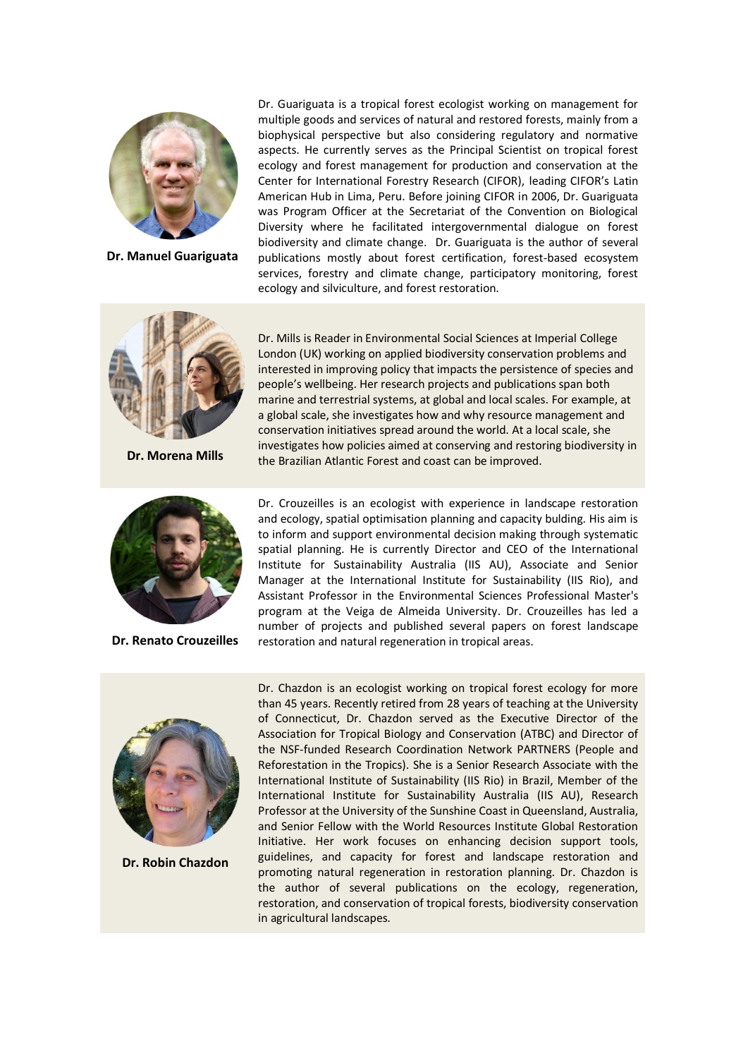**Dr. Manuel Guariguata**

Dr. Guariguata is a tropical forest ecologist working on management for multiple goods and services of natural and restored forests, mainly from a biophysical perspective but also considering regulatory and normative aspects. He currently serves as the Principal Scientist on tropical forest ecology and forest management for production and conservation at the Center for International Forestry Research (CIFOR), leading CIFOR's Latin American Hub in Lima, Peru. Before joining CIFOR in 2006, Dr. Guariguata was Program Officer at the Secretariat of the Convention on Biological Diversity where he facilitated intergovernmental dialogue on forest biodiversity and climate change. Dr. Guariguata is the author of several publications mostly about forest certification, forest-based ecosystem services, forestry and climate change, participatory monitoring, forest ecology and silviculture, and forest restoration.

**Dr. Morena Mills**

Dr. Mills is Reader in Environmental Social Sciences at Imperial College London (UK) working on applied biodiversity conservation problems and interested in improving policy that impacts the persistence of species and people's wellbeing. Her research projects and publications span both marine and terrestrial systems, at global and local scales. For example, at a global scale, she investigates how and why resource management and conservation initiatives spread around the world. At a local scale, she investigates how policies aimed at conserving and restoring biodiversity in the Brazilian Atlantic Forest and coast can be improved.

**Dr. Renato Crouzeilles**

Dr. Crouzeilles is an ecologist with experience in landscape restoration and ecology, spatial optimisation planning and capacity bulding. His aim is to inform and support environmental decision making through systematic spatial planning. He is currently Director and CEO of the International Institute for Sustainability Australia (IIS AU), Associate and Senior Manager at the International Institute for Sustainability (IIS Rio), and Assistant Professor in the Environmental Sciences Professional Master's program at the Veiga de Almeida University. Dr. Crouzeilles has led a number of projects and published several papers on forest landscape restoration and natural regeneration in tropical areas.

**Dr. Robin Chazdon**

Dr. Chazdon is an ecologist working on tropical forest ecology for more than 45 years. Recently retired from 28 years of teaching at the University of Connecticut, Dr. Chazdon served as the Executive Director of the Association for Tropical Biology and Conservation (ATBC) and Director of the NSF-funded Research Coordination Network PARTNERS (People and Reforestation in the Tropics). She is a Senior Research Associate with the International Institute of Sustainability (IIS Rio) in Brazil, Member of the International Institute for Sustainability Australia (IIS AU), Research Professor at the University of the Sunshine Coast in Queensland, Australia, and Senior Fellow with the World Resources Institute Global Restoration Initiative. Her work focuses on enhancing decision support tools, guidelines, and capacity for forest and landscape restoration and promoting natural regeneration in restoration planning. Dr. Chazdon is the author of several publications on the ecology, regeneration, restoration, and conservation of tropical forests, biodiversity conservation in agricultural landscapes.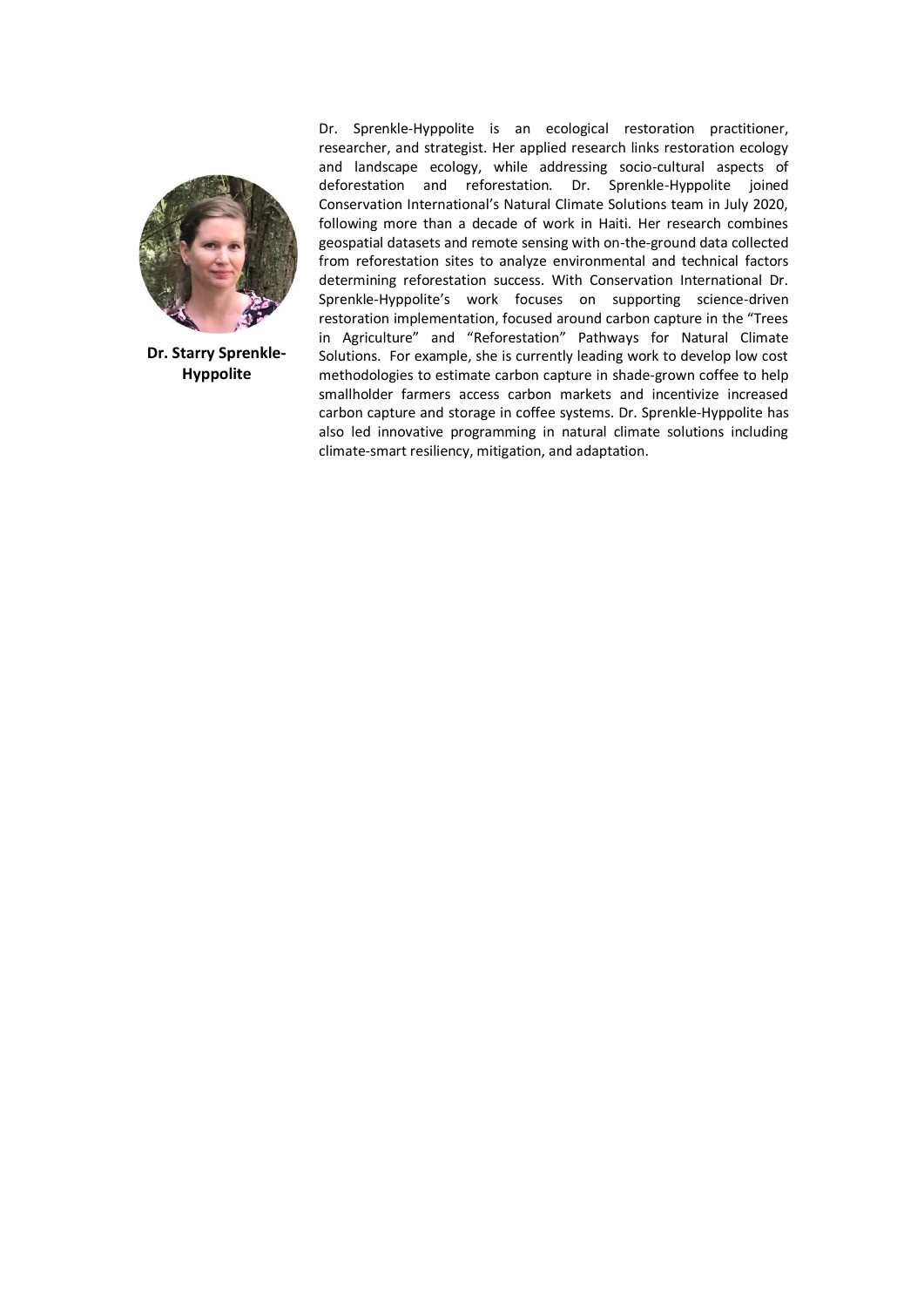**Dr. Starry Sprenkle-Hyppolite**

Dr. Sprenkle-Hyppolite is an ecological restoration practitioner, researcher, and strategist. Her applied research links restoration ecology and landscape ecology, while addressing socio-cultural aspects of deforestation and reforestation. Dr. Sprenkle-Hyppolite joined Conservation International's Natural Climate Solutions team in July 2020, following more than a decade of work in Haiti. Her research combines geospatial datasets and remote sensing with on-the-ground data collected from reforestation sites to analyze environmental and technical factors determining reforestation success. With Conservation International Dr. Sprenkle-Hyppolite's work focuses on supporting science-driven restoration implementation, focused around carbon capture in the "Trees in Agriculture" and "Reforestation" Pathways for Natural Climate Solutions. For example, she is currently leading work to develop low cost methodologies to estimate carbon capture in shade-grown coffee to help smallholder farmers access carbon markets and incentivize increased carbon capture and storage in coffee systems. Dr. Sprenkle-Hyppolite has also led innovative programming in natural climate solutions including climate-smart resiliency, mitigation, and adaptation.